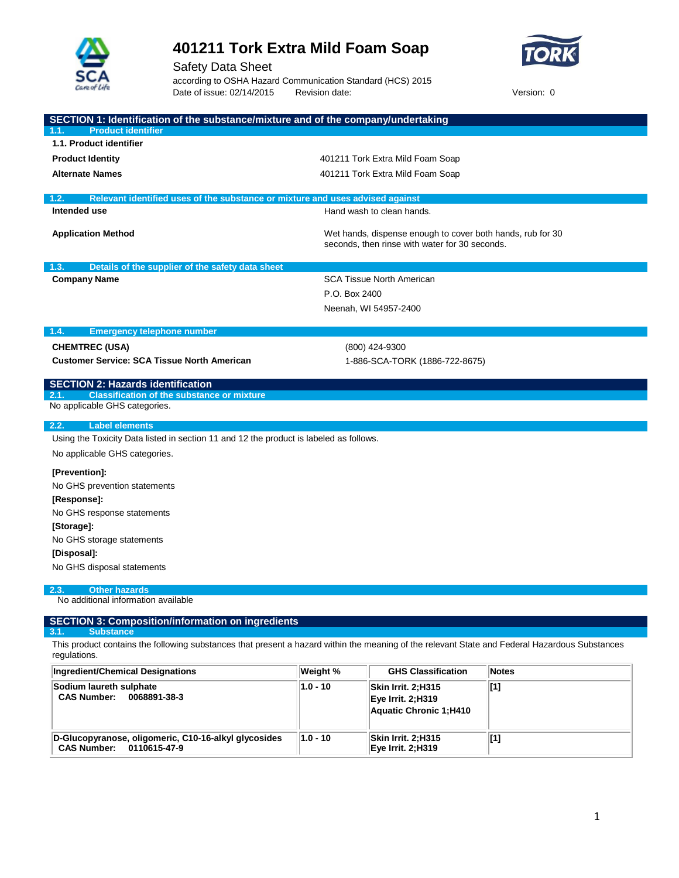# 401211 Tork Extra Mild Foam Soap

Safety Data Sheet

according to OSHA Hazard Communication Standard (HCS) 2015

Date of issue: 02/14/2015 Revision date: Version: 0

## SECTION 1: Identification of the substance/mixture and of the company/undertaking

### 1.1. Product identifier

**1.1. Product identifier**

| | |
|---|---|
| **Product Identity** | 401211 Tork Extra Mild Foam Soap |
| **Alternate Names** | 401211 Tork Extra Mild Foam Soap |

### 1.2. Relevant identified uses of the substance or mixture and uses advised against

| | |
|---|---|
| **Intended use** | Hand wash to clean hands. |
| **Application Method** | Wet hands, dispense enough to cover both hands, rub for 30 seconds, then rinse with water for 30 seconds. |

### 1.3. Details of the supplier of the safety data sheet

**Company Name**

SCA Tissue North American
P.O. Box 2400
Neenah, WI 54957-2400

### 1.4. Emergency telephone number

| | |
|---|---|
| **CHEMTREC (USA)** | (800) 424-9300 |
| **Customer Service: SCA Tissue North American** | 1-886-SCA-TORK (1886-722-8675) |

## SECTION 2: Hazards identification

### 2.1. Classification of the substance or mixture

No applicable GHS categories.

### 2.2. Label elements

Using the Toxicity Data listed in section 11 and 12 the product is labeled as follows.

No applicable GHS categories.

**[Prevention]:**

No GHS prevention statements

**[Response]:**

No GHS response statements

**[Storage]:**

No GHS storage statements

**[Disposal]:**

No GHS disposal statements

### 2.3. Other hazards

No additional information available

## SECTION 3: Composition/information on ingredients

### 3.1. Substance

This product contains the following substances that present a hazard within the meaning of the relevant State and Federal Hazardous Substances regulations.

| Ingredient/Chemical Designations | Weight % | GHS Classification | Notes |
|---|---|---|---|
| **Sodium laureth sulphate**<br>**CAS Number: 0068891-38-3** | **1.0 - 10** | **Skin Irrit. 2;H315**<br>**Eye Irrit. 2;H319**<br>**Aquatic Chronic 1;H410** | **[1]** |
| **D-Glucopyranose, oligomeric, C10-16-alkyl glycosides**<br>**CAS Number: 0110615-47-9** | **1.0 - 10** | **Skin Irrit. 2;H315**<br>**Eye Irrit. 2;H319** | **[1]** |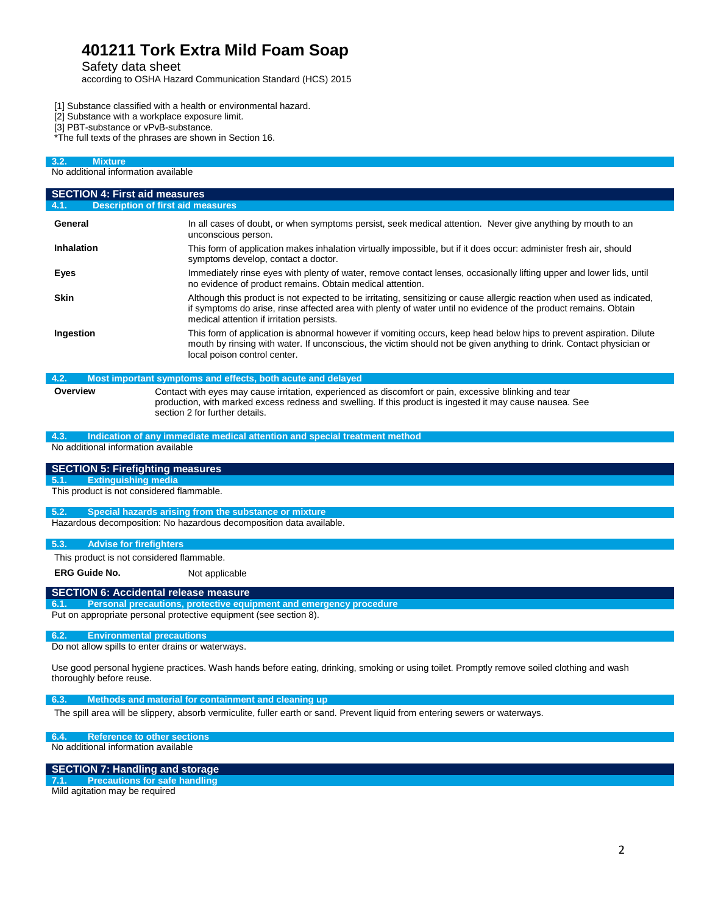[1] Substance classified with a health or environmental hazard.
[2] Substance with a workplace exposure limit.
[3] PBT-substance or vPvB-substance.
*The full texts of the phrases are shown in Section 16.

### 3.2. Mixture

No additional information available

## SECTION 4: First aid measures

### 4.1. Description of first aid measures

**General** In all cases of doubt, or when symptoms persist, seek medical attention. Never give anything by mouth to an unconscious person.

**Inhalation** This form of application makes inhalation virtually impossible, but if it does occur: administer fresh air, should symptoms develop, contact a doctor.

**Eyes** Immediately rinse eyes with plenty of water, remove contact lenses, occasionally lifting upper and lower lids, until no evidence of product remains. Obtain medical attention.

**Skin** Although this product is not expected to be irritating, sensitizing or cause allergic reaction when used as indicated, if symptoms do arise, rinse affected area with plenty of water until no evidence of the product remains. Obtain medical attention if irritation persists.

**Ingestion** This form of application is abnormal however if vomiting occurs, keep head below hips to prevent aspiration. Dilute mouth by rinsing with water. If unconscious, the victim should not be given anything to drink. Contact physician or local poison control center.

### 4.2. Most important symptoms and effects, both acute and delayed

**Overview** Contact with eyes may cause irritation, experienced as discomfort or pain, excessive blinking and tear production, with marked excess redness and swelling. If this product is ingested it may cause nausea. See section 2 for further details.

### 4.3. Indication of any immediate medical attention and special treatment method

No additional information available

## SECTION 5: Firefighting measures

### 5.1. Extinguishing media

This product is not considered flammable.

### 5.2. Special hazards arising from the substance or mixture

Hazardous decomposition: No hazardous decomposition data available.

### 5.3. Advise for firefighters

This product is not considered flammable.

**ERG Guide No.** Not applicable

## SECTION 6: Accidental release measure

### 6.1. Personal precautions, protective equipment and emergency procedure

Put on appropriate personal protective equipment (see section 8).

### 6.2. Environmental precautions

Do not allow spills to enter drains or waterways.

Use good personal hygiene practices. Wash hands before eating, drinking, smoking or using toilet. Promptly remove soiled clothing and wash thoroughly before reuse.

### 6.3. Methods and material for containment and cleaning up

The spill area will be slippery, absorb vermiculite, fuller earth or sand. Prevent liquid from entering sewers or waterways.

### 6.4. Reference to other sections

No additional information available

## SECTION 7: Handling and storage

### 7.1. Precautions for safe handling

Mild agitation may be required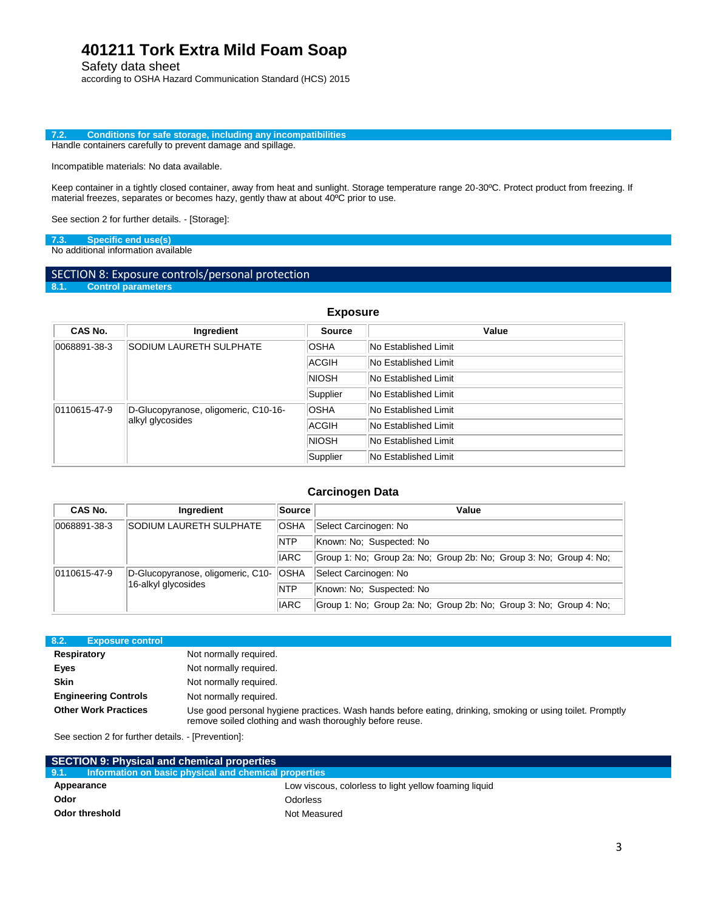### 7.2. Conditions for safe storage, including any incompatibilities

Handle containers carefully to prevent damage and spillage.

Incompatible materials: No data available.

Keep container in a tightly closed container, away from heat and sunlight. Storage temperature range 20-30ºC. Protect product from freezing. If material freezes, separates or becomes hazy, gently thaw at about 40ºC prior to use.

See section 2 for further details. - [Storage]:

### 7.3. Specific end use(s)

No additional information available

## SECTION 8: Exposure controls/personal protection

### 8.1. Control parameters

**Exposure**

| CAS No. | Ingredient | Source | Value |
|---|---|---|---|
| 0068891-38-3 | SODIUM LAURETH SULPHATE | OSHA | No Established Limit |
| | | ACGIH | No Established Limit |
| | | NIOSH | No Established Limit |
| | | Supplier | No Established Limit |
| 0110615-47-9 | D-Glucopyranose, oligomeric, C10-16-alkyl glycosides | OSHA | No Established Limit |
| | | ACGIH | No Established Limit |
| | | NIOSH | No Established Limit |
| | | Supplier | No Established Limit |

**Carcinogen Data**

| CAS No. | Ingredient | Source | Value |
|---|---|---|---|
| 0068891-38-3 | SODIUM LAURETH SULPHATE | OSHA | Select Carcinogen: No |
| | | NTP | Known: No; Suspected: No |
| | | IARC | Group 1: No; Group 2a: No; Group 2b: No; Group 3: No; Group 4: No; |
| 0110615-47-9 | D-Glucopyranose, oligomeric, C10-16-alkyl glycosides | OSHA | Select Carcinogen: No |
| | | NTP | Known: No; Suspected: No |
| | | IARC | Group 1: No; Group 2a: No; Group 2b: No; Group 3: No; Group 4: No; |

### 8.2. Exposure control

| | |
|---|---|
| **Respiratory** | Not normally required. |
| **Eyes** | Not normally required. |
| **Skin** | Not normally required. |
| **Engineering Controls** | Not normally required. |
| **Other Work Practices** | Use good personal hygiene practices. Wash hands before eating, drinking, smoking or using toilet. Promptly remove soiled clothing and wash thoroughly before reuse. |

See section 2 for further details. - [Prevention]:

## SECTION 9: Physical and chemical properties

### 9.1. Information on basic physical and chemical properties

| | |
|---|---|
| **Appearance** | Low viscous, colorless to light yellow foaming liquid |
| **Odor** | Odorless |
| **Odor threshold** | Not Measured |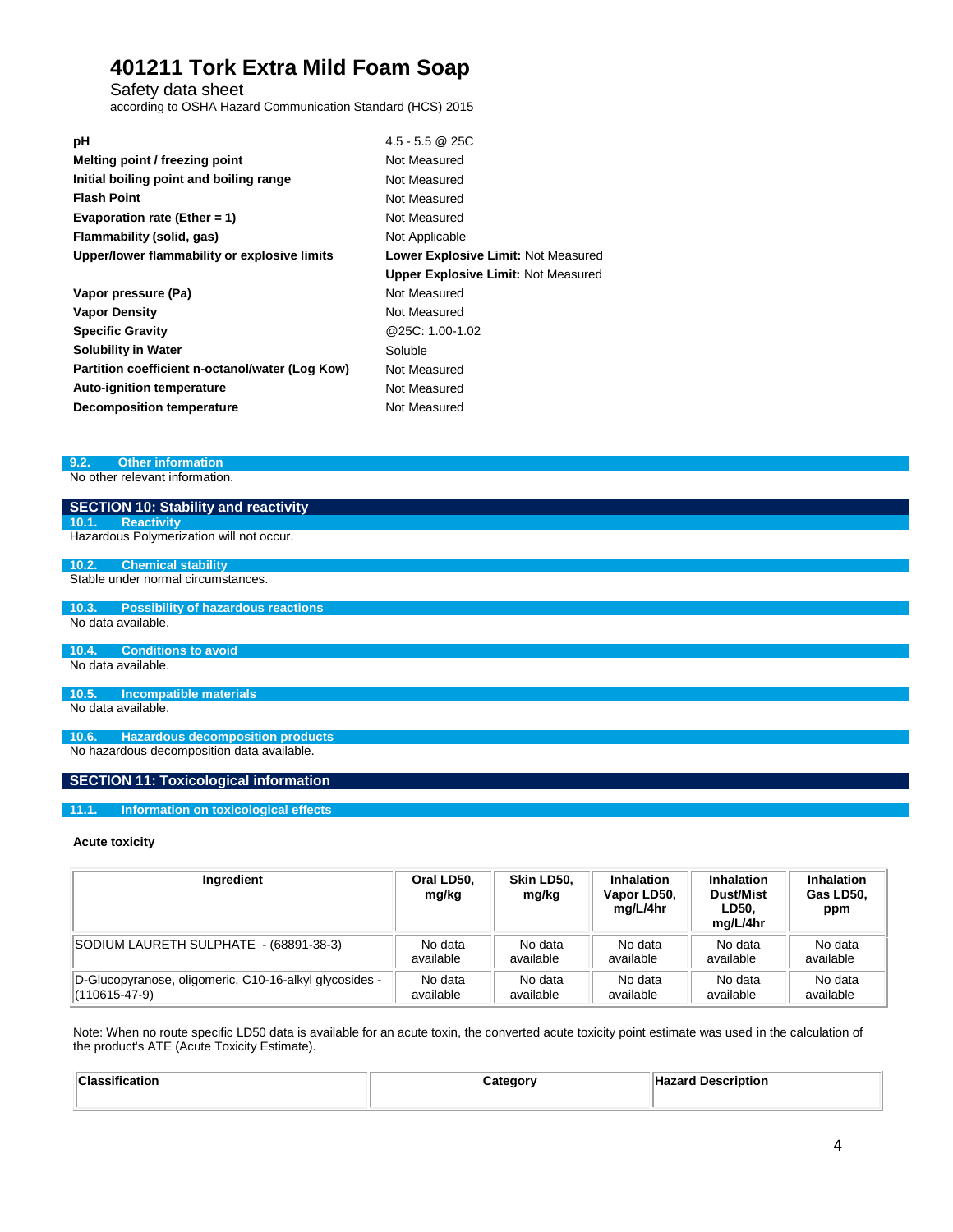| Property | Value |
|---|---|
| **pH** | 4.5 - 5.5 @ 25C |
| **Melting point / freezing point** | Not Measured |
| **Initial boiling point and boiling range** | Not Measured |
| **Flash Point** | Not Measured |
| **Evaporation rate (Ether = 1)** | Not Measured |
| **Flammability (solid, gas)** | Not Applicable |
| **Upper/lower flammability or explosive limits** | **Lower Explosive Limit:** Not Measured<br>**Upper Explosive Limit:** Not Measured |
| **Vapor pressure (Pa)** | Not Measured |
| **Vapor Density** | Not Measured |
| **Specific Gravity** | @25C: 1.00-1.02 |
| **Solubility in Water** | Soluble |
| **Partition coefficient n-octanol/water (Log Kow)** | Not Measured |
| **Auto-ignition temperature** | Not Measured |
| **Decomposition temperature** | Not Measured |

### 9.2. Other information

No other relevant information.

## SECTION 10: Stability and reactivity

### 10.1. Reactivity

Hazardous Polymerization will not occur.

### 10.2. Chemical stability

Stable under normal circumstances.

### 10.3. Possibility of hazardous reactions

No data available.

### 10.4. Conditions to avoid

No data available.

### 10.5. Incompatible materials

No data available.

### 10.6. Hazardous decomposition products

No hazardous decomposition data available.

## SECTION 11: Toxicological information

### 11.1. Information on toxicological effects

**Acute toxicity**

| Ingredient | Oral LD50, mg/kg | Skin LD50, mg/kg | Inhalation Vapor LD50, mg/L/4hr | Inhalation Dust/Mist LD50, mg/L/4hr | Inhalation Gas LD50, ppm |
|---|---|---|---|---|---|
| SODIUM LAURETH SULPHATE - (68891-38-3) | No data available | No data available | No data available | No data available | No data available |
| D-Glucopyranose, oligomeric, C10-16-alkyl glycosides - (110615-47-9) | No data available | No data available | No data available | No data available | No data available |

Note: When no route specific LD50 data is available for an acute toxin, the converted acute toxicity point estimate was used in the calculation of the product's ATE (Acute Toxicity Estimate).

| Classification | Category | Hazard Description |
|---|---|---|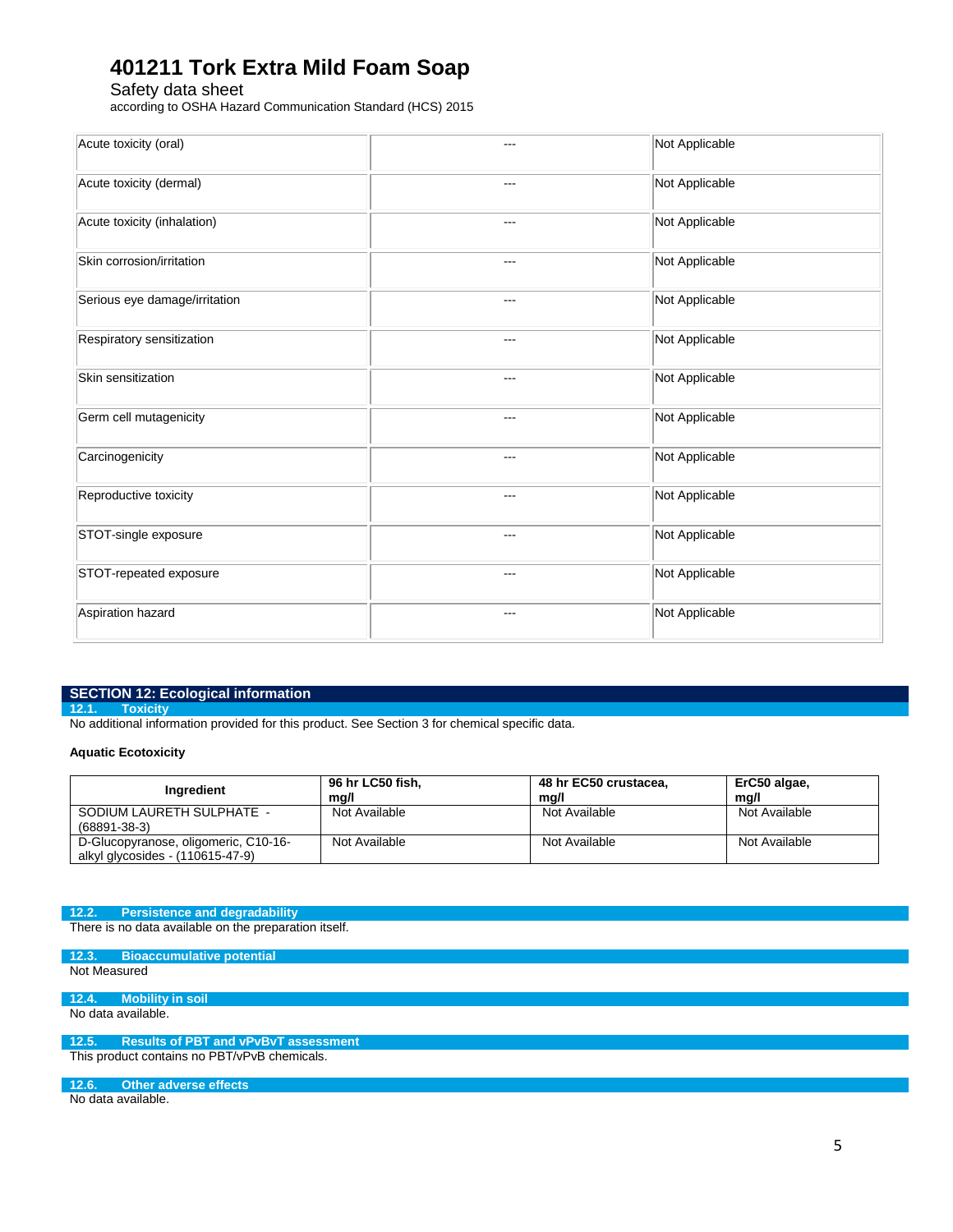| Acute toxicity (oral) | --- | Not Applicable |
| --- | --- | --- |
| Acute toxicity (dermal) | --- | Not Applicable |
| Acute toxicity (inhalation) | --- | Not Applicable |
| Skin corrosion/irritation | --- | Not Applicable |
| Serious eye damage/irritation | --- | Not Applicable |
| Respiratory sensitization | --- | Not Applicable |
| Skin sensitization | --- | Not Applicable |
| Germ cell mutagenicity | --- | Not Applicable |
| Carcinogenicity | --- | Not Applicable |
| Reproductive toxicity | --- | Not Applicable |
| STOT-single exposure | --- | Not Applicable |
| STOT-repeated exposure | --- | Not Applicable |
| Aspiration hazard | --- | Not Applicable |

## SECTION 12: Ecological information

### 12.1. Toxicity

No additional information provided for this product. See Section 3 for chemical specific data.

**Aquatic Ecotoxicity**

| Ingredient | 96 hr LC50 fish, mg/l | 48 hr EC50 crustacea, mg/l | ErC50 algae, mg/l |
| --- | --- | --- | --- |
| SODIUM LAURETH SULPHATE - (68891-38-3) | Not Available | Not Available | Not Available |
| D-Glucopyranose, oligomeric, C10-16-alkyl glycosides - (110615-47-9) | Not Available | Not Available | Not Available |

### 12.2. Persistence and degradability

There is no data available on the preparation itself.

### 12.3. Bioaccumulative potential

Not Measured

### 12.4. Mobility in soil

No data available.

### 12.5. Results of PBT and vPvBvT assessment

This product contains no PBT/vPvB chemicals.

### 12.6. Other adverse effects

No data available.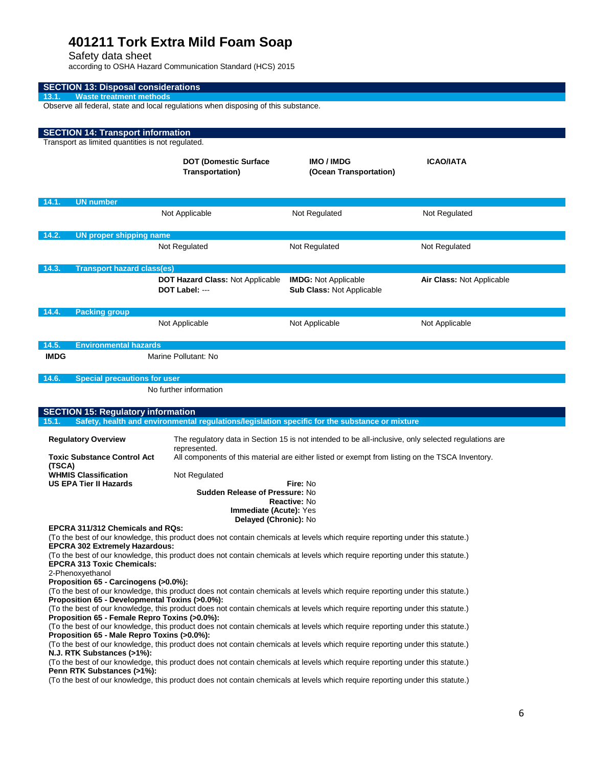# 401211 Tork Extra Mild Foam Soap

Safety data sheet

according to OSHA Hazard Communication Standard (HCS) 2015

## SECTION 13: Disposal considerations

### 13.1. Waste treatment methods

Observe all federal, state and local regulations when disposing of this substance.

## SECTION 14: Transport information

Transport as limited quantities is not regulated.

| | DOT (Domestic Surface Transportation) | IMO / IMDG (Ocean Transportation) | ICAO/IATA |
|---|---|---|---|
| **14.1. UN number** | Not Applicable | Not Regulated | Not Regulated |
| **14.2. UN proper shipping name** | Not Regulated | Not Regulated | Not Regulated |
| **14.3. Transport hazard class(es)** | **DOT Hazard Class:** Not Applicable<br>**DOT Label:** --- | **IMDG:** Not Applicable<br>**Sub Class:** Not Applicable | **Air Class:** Not Applicable |
| **14.4. Packing group** | Not Applicable | Not Applicable | Not Applicable |

### 14.5. Environmental hazards

**IMDG** Marine Pollutant: No

### 14.6. Special precautions for user

No further information

## SECTION 15: Regulatory information

### 15.1. Safety, health and environmental regulations/legislation specific for the substance or mixture

**Regulatory Overview** The regulatory data in Section 15 is not intended to be all-inclusive, only selected regulations are represented.

**Toxic Substance Control Act (TSCA)** All components of this material are either listed or exempt from listing on the TSCA Inventory.

**WHMIS Classification** Not Regulated

**US EPA Tier II Hazards**

**Fire:** No
**Sudden Release of Pressure:** No
**Reactive:** No
**Immediate (Acute):** Yes
**Delayed (Chronic):** No

**EPCRA 311/312 Chemicals and RQs:**
(To the best of our knowledge, this product does not contain chemicals at levels which require reporting under this statute.)

**EPCRA 302 Extremely Hazardous:**
(To the best of our knowledge, this product does not contain chemicals at levels which require reporting under this statute.)

**EPCRA 313 Toxic Chemicals:**
2-Phenoxyethanol

**Proposition 65 - Carcinogens (>0.0%):**
(To the best of our knowledge, this product does not contain chemicals at levels which require reporting under this statute.)

**Proposition 65 - Developmental Toxins (>0.0%):**
(To the best of our knowledge, this product does not contain chemicals at levels which require reporting under this statute.)

**Proposition 65 - Female Repro Toxins (>0.0%):**
(To the best of our knowledge, this product does not contain chemicals at levels which require reporting under this statute.)

**Proposition 65 - Male Repro Toxins (>0.0%):**
(To the best of our knowledge, this product does not contain chemicals at levels which require reporting under this statute.)

**N.J. RTK Substances (>1%):**
(To the best of our knowledge, this product does not contain chemicals at levels which require reporting under this statute.)

**Penn RTK Substances (>1%):**
(To the best of our knowledge, this product does not contain chemicals at levels which require reporting under this statute.)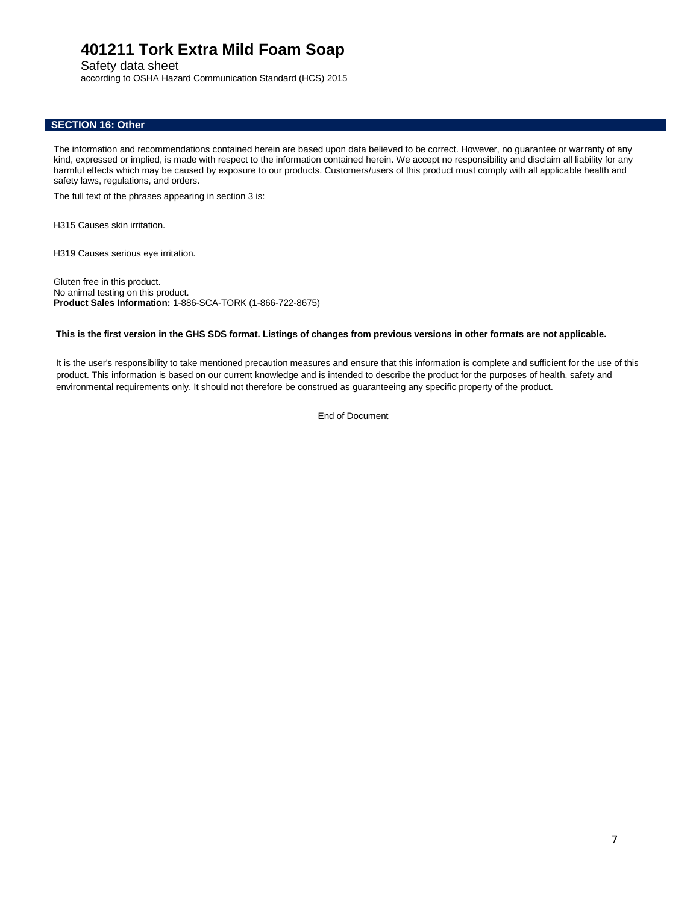# 401211 Tork Extra Mild Foam Soap

Safety data sheet

according to OSHA Hazard Communication Standard (HCS) 2015

## SECTION 16: Other

The information and recommendations contained herein are based upon data believed to be correct. However, no guarantee or warranty of any kind, expressed or implied, is made with respect to the information contained herein. We accept no responsibility and disclaim all liability for any harmful effects which may be caused by exposure to our products. Customers/users of this product must comply with all applicable health and safety laws, regulations, and orders.

The full text of the phrases appearing in section 3 is:

H315 Causes skin irritation.

H319 Causes serious eye irritation.

Gluten free in this product.
No animal testing on this product.
**Product Sales Information:** 1-886-SCA-TORK (1-866-722-8675)

**This is the first version in the GHS SDS format. Listings of changes from previous versions in other formats are not applicable.**

It is the user's responsibility to take mentioned precaution measures and ensure that this information is complete and sufficient for the use of this product. This information is based on our current knowledge and is intended to describe the product for the purposes of health, safety and environmental requirements only. It should not therefore be construed as guaranteeing any specific property of the product.

End of Document